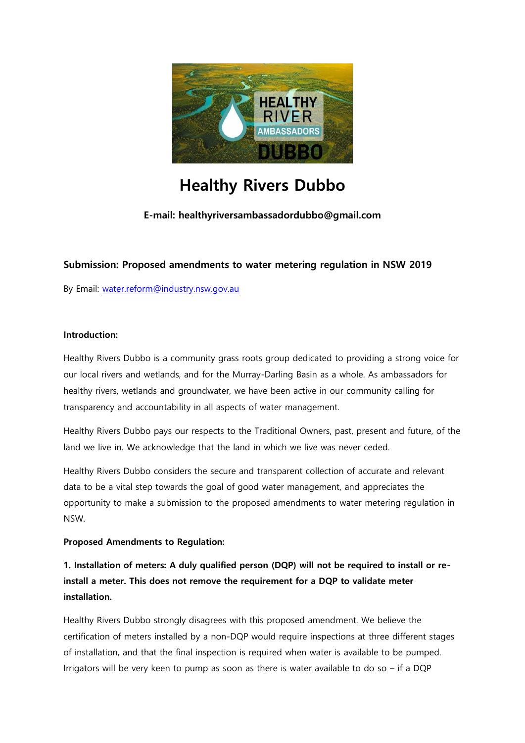# Healthy Rivers Dubbo

**E-mail: healthyriversambassadordubbo@gmail.com**

**Submission: Proposed amendments to water metering regulation in NSW 2019**

By Email: water.reform@industry.nsw.gov.au

**Introduction:**

Healthy Rivers Dubbo is a community grass roots group dedicated to providing a strong voice for our local rivers and wetlands, and for the Murray-Darling Basin as a whole. As ambassadors for healthy rivers, wetlands and groundwater, we have been active in our community calling for transparency and accountability in all aspects of water management.

Healthy Rivers Dubbo pays our respects to the Traditional Owners, past, present and future, of the land we live in. We acknowledge that the land in which we live was never ceded.

Healthy Rivers Dubbo considers the secure and transparent collection of accurate and relevant data to be a vital step towards the goal of good water management, and appreciates the opportunity to make a submission to the proposed amendments to water metering regulation in NSW.

**Proposed Amendments to Regulation:**

**1. Installation of meters: A duly qualified person (DQP) will not be required to install or re-install a meter. This does not remove the requirement for a DQP to validate meter installation.**

Healthy Rivers Dubbo strongly disagrees with this proposed amendment. We believe the certification of meters installed by a non-DQP would require inspections at three different stages of installation, and that the final inspection is required when water is available to be pumped. Irrigators will be very keen to pump as soon as there is water available to do so – if a DQP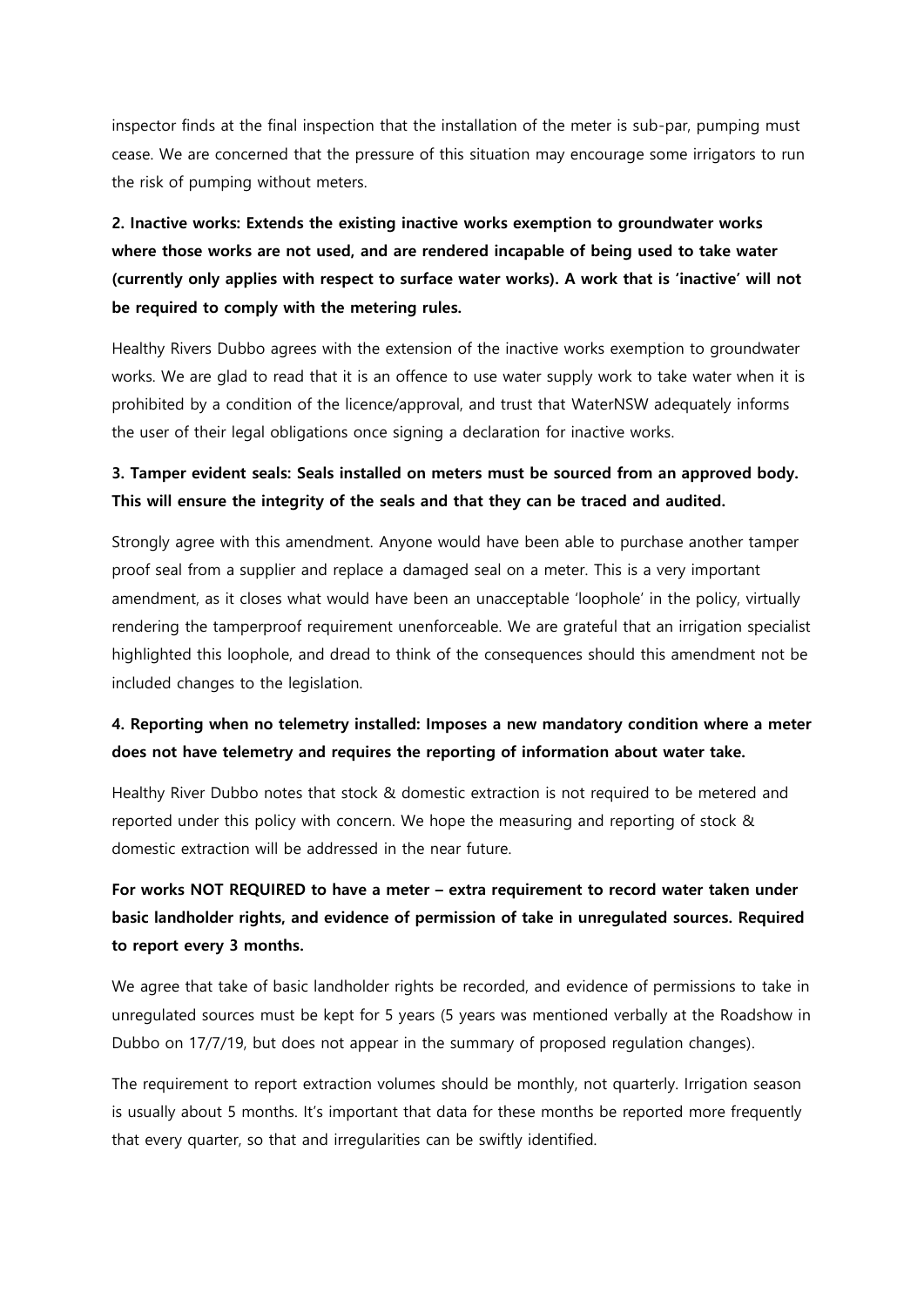inspector finds at the final inspection that the installation of the meter is sub-par, pumping must cease. We are concerned that the pressure of this situation may encourage some irrigators to run the risk of pumping without meters.

**2. Inactive works: Extends the existing inactive works exemption to groundwater works where those works are not used, and are rendered incapable of being used to take water (currently only applies with respect to surface water works). A work that is 'inactive' will not be required to comply with the metering rules.**

Healthy Rivers Dubbo agrees with the extension of the inactive works exemption to groundwater works. We are glad to read that it is an offence to use water supply work to take water when it is prohibited by a condition of the licence/approval, and trust that WaterNSW adequately informs the user of their legal obligations once signing a declaration for inactive works.

**3. Tamper evident seals: Seals installed on meters must be sourced from an approved body. This will ensure the integrity of the seals and that they can be traced and audited.**

Strongly agree with this amendment. Anyone would have been able to purchase another tamper proof seal from a supplier and replace a damaged seal on a meter. This is a very important amendment, as it closes what would have been an unacceptable 'loophole' in the policy, virtually rendering the tamperproof requirement unenforceable. We are grateful that an irrigation specialist highlighted this loophole, and dread to think of the consequences should this amendment not be included changes to the legislation.

**4. Reporting when no telemetry installed: Imposes a new mandatory condition where a meter does not have telemetry and requires the reporting of information about water take.**

Healthy River Dubbo notes that stock & domestic extraction is not required to be metered and reported under this policy with concern. We hope the measuring and reporting of stock & domestic extraction will be addressed in the near future.

**For works NOT REQUIRED to have a meter – extra requirement to record water taken under basic landholder rights, and evidence of permission of take in unregulated sources. Required to report every 3 months.**

We agree that take of basic landholder rights be recorded, and evidence of permissions to take in unregulated sources must be kept for 5 years (5 years was mentioned verbally at the Roadshow in Dubbo on 17/7/19, but does not appear in the summary of proposed regulation changes).

The requirement to report extraction volumes should be monthly, not quarterly. Irrigation season is usually about 5 months. It's important that data for these months be reported more frequently that every quarter, so that and irregularities can be swiftly identified.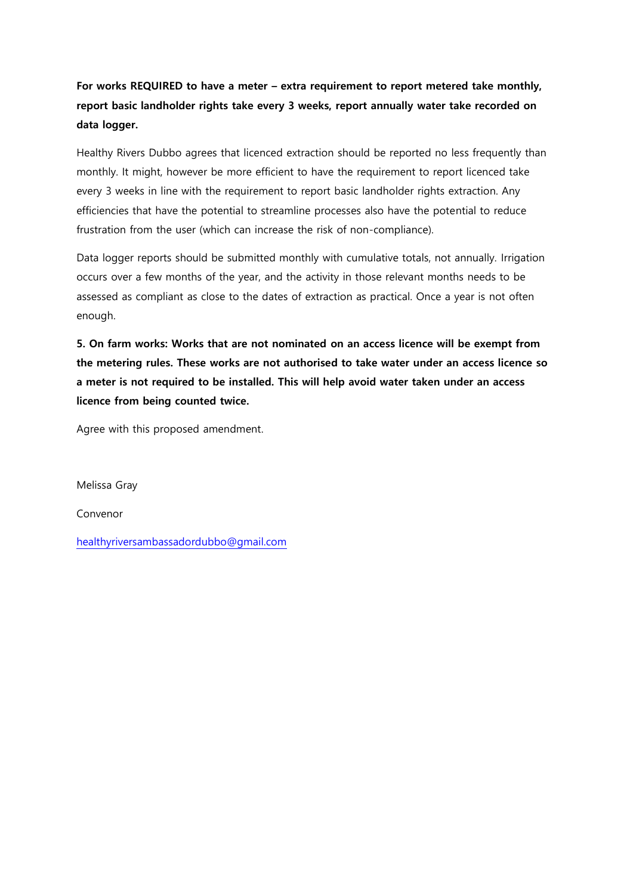**For works REQUIRED to have a meter – extra requirement to report metered take monthly, report basic landholder rights take every 3 weeks, report annually water take recorded on data logger.**

Healthy Rivers Dubbo agrees that licenced extraction should be reported no less frequently than monthly. It might, however be more efficient to have the requirement to report licenced take every 3 weeks in line with the requirement to report basic landholder rights extraction. Any efficiencies that have the potential to streamline processes also have the potential to reduce frustration from the user (which can increase the risk of non-compliance).

Data logger reports should be submitted monthly with cumulative totals, not annually. Irrigation occurs over a few months of the year, and the activity in those relevant months needs to be assessed as compliant as close to the dates of extraction as practical. Once a year is not often enough.

**5. On farm works: Works that are not nominated on an access licence will be exempt from the metering rules. These works are not authorised to take water under an access licence so a meter is not required to be installed. This will help avoid water taken under an access licence from being counted twice.**

Agree with this proposed amendment.

Melissa Gray

Convenor

healthyriversambassadordubbo@gmail.com